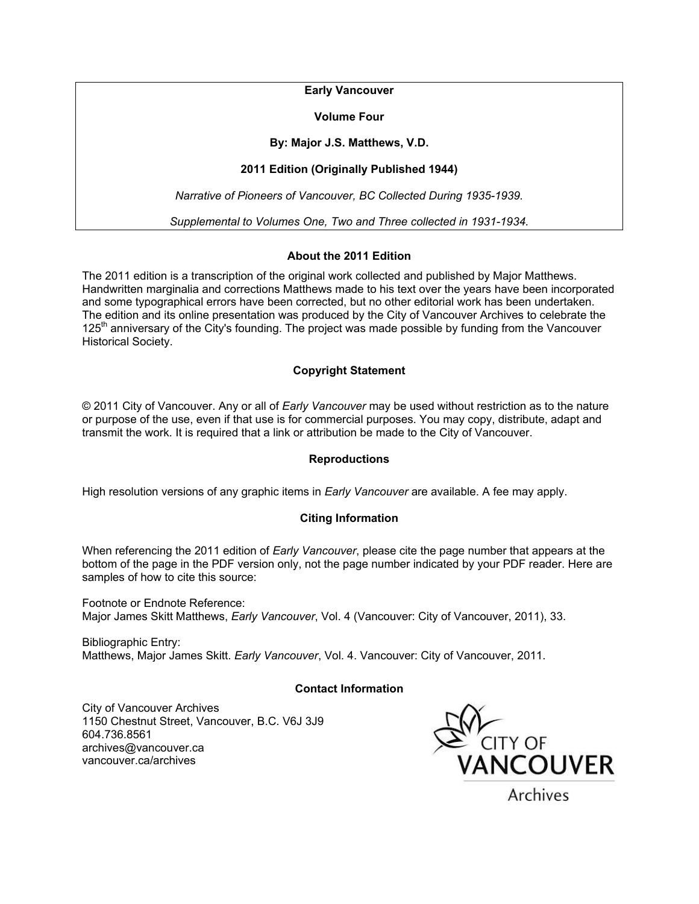**Early Vancouver**

**Volume Four**

**By: Major J.S. Matthews, V.D.**

**2011 Edition (Originally Published 1944)**

*Narrative of Pioneers of Vancouver, BC Collected During 1935-1939.*

*Supplemental to Volumes One, Two and Three collected in 1931-1934.*

## About the 2011 Edition

The 2011 edition is a transcription of the original work collected and published by Major Matthews. Handwritten marginalia and corrections Matthews made to his text over the years have been incorporated and some typographical errors have been corrected, but no other editorial work has been undertaken. The edition and its online presentation was produced by the City of Vancouver Archives to celebrate the 125th anniversary of the City's founding. The project was made possible by funding from the Vancouver Historical Society.

## Copyright Statement

© 2011 City of Vancouver. Any or all of *Early Vancouver* may be used without restriction as to the nature or purpose of the use, even if that use is for commercial purposes. You may copy, distribute, adapt and transmit the work. It is required that a link or attribution be made to the City of Vancouver.

## Reproductions

High resolution versions of any graphic items in *Early Vancouver* are available. A fee may apply.

## Citing Information

When referencing the 2011 edition of *Early Vancouver*, please cite the page number that appears at the bottom of the page in the PDF version only, not the page number indicated by your PDF reader. Here are samples of how to cite this source:

Footnote or Endnote Reference:
Major James Skitt Matthews, *Early Vancouver*, Vol. 4 (Vancouver: City of Vancouver, 2011), 33.

Bibliographic Entry:
Matthews, Major James Skitt. *Early Vancouver*, Vol. 4. Vancouver: City of Vancouver, 2011.

## Contact Information

City of Vancouver Archives
1150 Chestnut Street, Vancouver, B.C. V6J 3J9
604.736.8561
archives@vancouver.ca
vancouver.ca/archives

CITY OF VANCOUVER Archives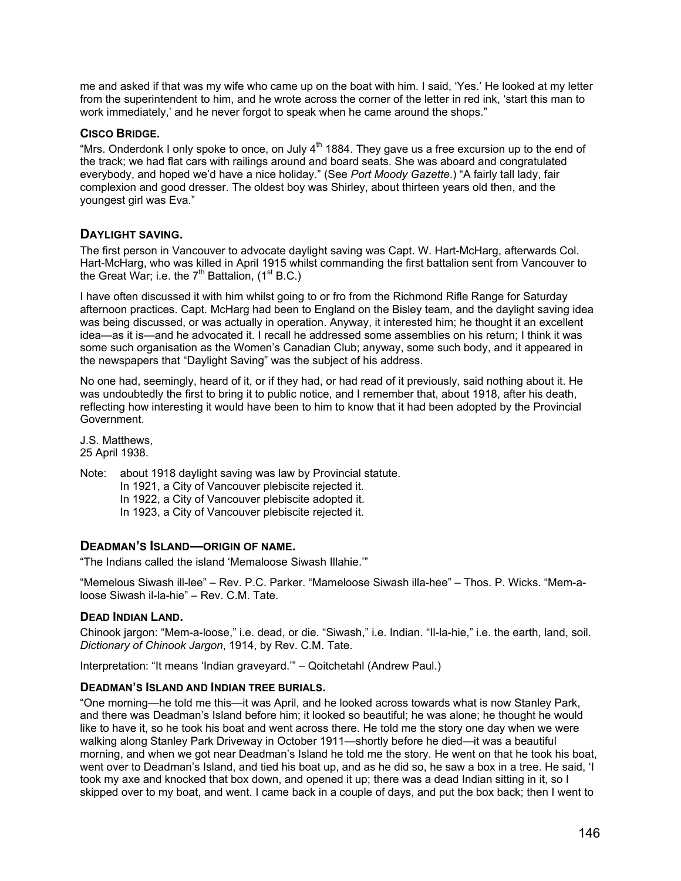me and asked if that was my wife who came up on the boat with him. I said, 'Yes.' He looked at my letter from the superintendent to him, and he wrote across the corner of the letter in red ink, 'start this man to work immediately,' and he never forgot to speak when he came around the shops."

### CISCO BRIDGE.

"Mrs. Onderdonk I only spoke to once, on July 4th 1884. They gave us a free excursion up to the end of the track; we had flat cars with railings around and board seats. She was aboard and congratulated everybody, and hoped we'd have a nice holiday." (See *Port Moody Gazette*.) "A fairly tall lady, fair complexion and good dresser. The oldest boy was Shirley, about thirteen years old then, and the youngest girl was Eva."

## DAYLIGHT SAVING.

The first person in Vancouver to advocate daylight saving was Capt. W. Hart-McHarg, afterwards Col. Hart-McHarg, who was killed in April 1915 whilst commanding the first battalion sent from Vancouver to the Great War; i.e. the 7th Battalion, (1st B.C.)

I have often discussed it with him whilst going to or fro from the Richmond Rifle Range for Saturday afternoon practices. Capt. McHarg had been to England on the Bisley team, and the daylight saving idea was being discussed, or was actually in operation. Anyway, it interested him; he thought it an excellent idea—as it is—and he advocated it. I recall he addressed some assemblies on his return; I think it was some such organisation as the Women's Canadian Club; anyway, some such body, and it appeared in the newspapers that "Daylight Saving" was the subject of his address.

No one had, seemingly, heard of it, or if they had, or had read of it previously, said nothing about it. He was undoubtedly the first to bring it to public notice, and I remember that, about 1918, after his death, reflecting how interesting it would have been to him to know that it had been adopted by the Provincial Government.

J.S. Matthews,
25 April 1938.

Note: about 1918 daylight saving was law by Provincial statute.
In 1921, a City of Vancouver plebiscite rejected it.
In 1922, a City of Vancouver plebiscite adopted it.
In 1923, a City of Vancouver plebiscite rejected it.

## DEADMAN'S ISLAND—ORIGIN OF NAME.

"The Indians called the island 'Memaloose Siwash Illahie.'"

"Memelous Siwash ill-lee" – Rev. P.C. Parker. "Mameloose Siwash illa-hee" – Thos. P. Wicks. "Mem-a-loose Siwash il-la-hie" – Rev. C.M. Tate.

### DEAD INDIAN LAND.

Chinook jargon: "Mem-a-loose," i.e. dead, or die. "Siwash," i.e. Indian. "Il-la-hie," i.e. the earth, land, soil. *Dictionary of Chinook Jargon*, 1914, by Rev. C.M. Tate.

Interpretation: "It means 'Indian graveyard.'" – Qoitchetahl (Andrew Paul.)

### DEADMAN'S ISLAND AND INDIAN TREE BURIALS.

"One morning—he told me this—it was April, and he looked across towards what is now Stanley Park, and there was Deadman's Island before him; it looked so beautiful; he was alone; he thought he would like to have it, so he took his boat and went across there. He told me the story one day when we were walking along Stanley Park Driveway in October 1911—shortly before he died—it was a beautiful morning, and when we got near Deadman's Island he told me the story. He went on that he took his boat, went over to Deadman's Island, and tied his boat up, and as he did so, he saw a box in a tree. He said, 'I took my axe and knocked that box down, and opened it up; there was a dead Indian sitting in it, so I skipped over to my boat, and went. I came back in a couple of days, and put the box back; then I went to